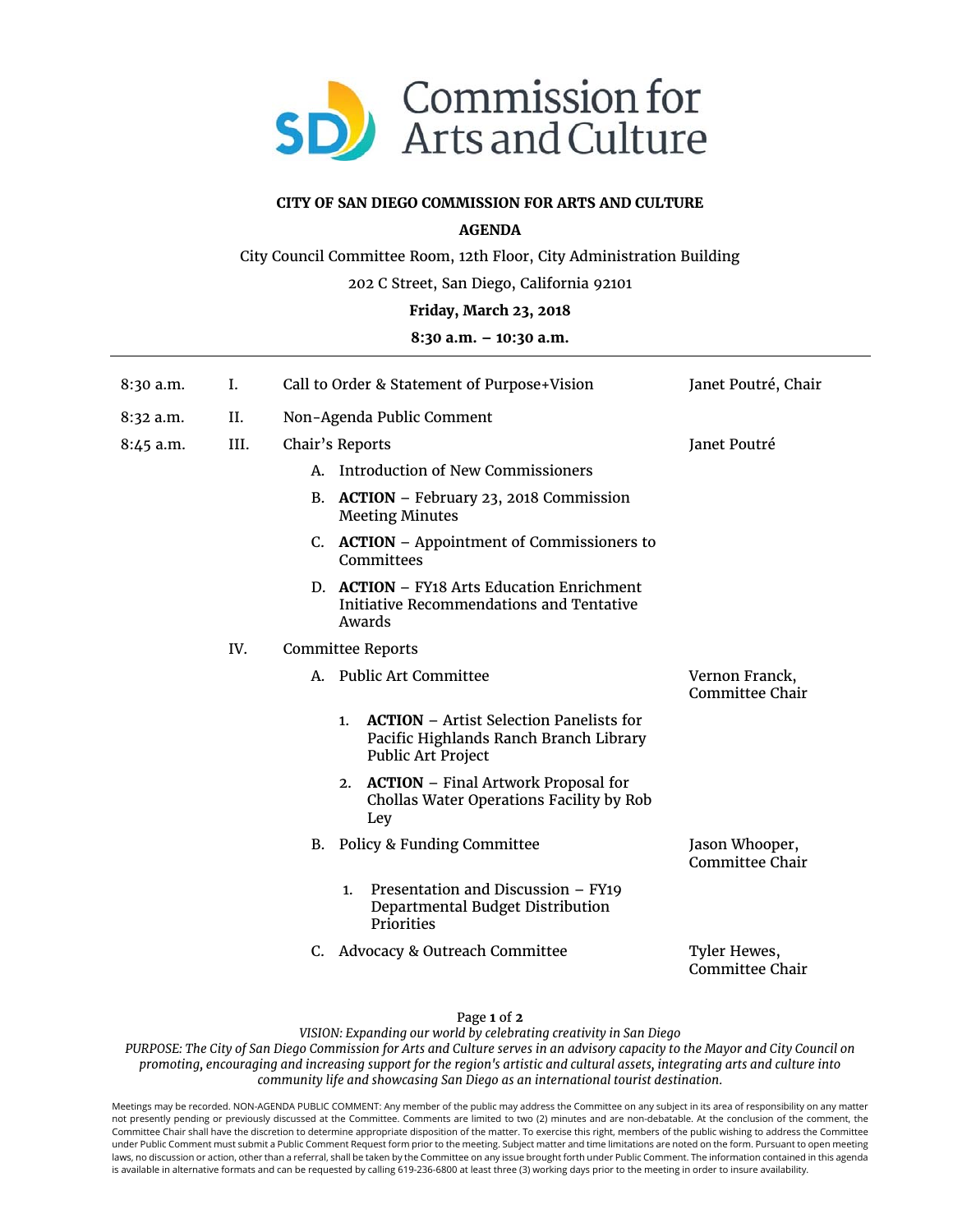# Commission for Arts and Culture

**CITY OF SAN DIEGO COMMISSION FOR ARTS AND CULTURE**

**AGENDA**

City Council Committee Room, 12th Floor, City Administration Building

202 C Street, San Diego, California 92101

**Friday, March 23, 2018**

**8:30 a.m. – 10:30 a.m.**

---

| Time | | Item | Presenter |
|---|---|---|---|
| 8:30 a.m. | I. | Call to Order & Statement of Purpose+Vision | Janet Poutré, Chair |
| 8:32 a.m. | II. | Non-Agenda Public Comment | |
| 8:45 a.m. | III. | Chair's Reports | Janet Poutré |
| | | A. Introduction of New Commissioners | |
| | | B. **ACTION** – February 23, 2018 Commission Meeting Minutes | |
| | | C. **ACTION** – Appointment of Commissioners to Committees | |
| | | D. **ACTION** – FY18 Arts Education Enrichment Initiative Recommendations and Tentative Awards | |
| | IV. | Committee Reports | |
| | | A. Public Art Committee | Vernon Franck, Committee Chair |
| | | 1. **ACTION** – Artist Selection Panelists for Pacific Highlands Ranch Branch Library Public Art Project | |
| | | 2. **ACTION** – Final Artwork Proposal for Chollas Water Operations Facility by Rob Ley | |
| | | B. Policy & Funding Committee | Jason Whooper, Committee Chair |
| | | 1. Presentation and Discussion – FY19 Departmental Budget Distribution Priorities | |
| | | C. Advocacy & Outreach Committee | Tyler Hewes, Committee Chair |

*VISION: Expanding our world by celebrating creativity in San Diego*

*PURPOSE: The City of San Diego Commission for Arts and Culture serves in an advisory capacity to the Mayor and City Council on promoting, encouraging and increasing support for the region's artistic and cultural assets, integrating arts and culture into community life and showcasing San Diego as an international tourist destination.*

Meetings may be recorded. NON-AGENDA PUBLIC COMMENT: Any member of the public may address the Committee on any subject in its area of responsibility on any matter not presently pending or previously discussed at the Committee. Comments are limited to two (2) minutes and are non-debatable. At the conclusion of the comment, the Committee Chair shall have the discretion to determine appropriate disposition of the matter. To exercise this right, members of the public wishing to address the Committee under Public Comment must submit a Public Comment Request form prior to the meeting. Subject matter and time limitations are noted on the form. Pursuant to open meeting laws, no discussion or action, other than a referral, shall be taken by the Committee on any issue brought forth under Public Comment. The information contained in this agenda is available in alternative formats and can be requested by calling 619-236-6800 at least three (3) working days prior to the meeting in order to insure availability.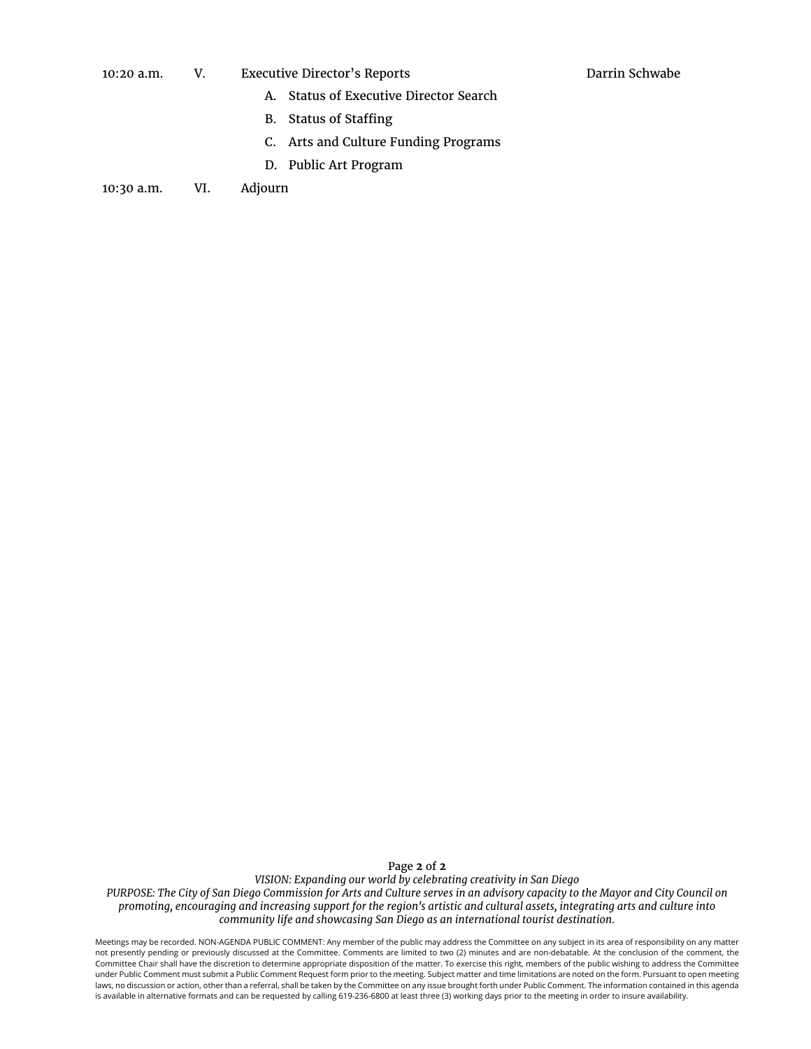10:20 a.m. V. Executive Director's Reports — Darrin Schwabe

A. Status of Executive Director Search

B. Status of Staffing

C. Arts and Culture Funding Programs

D. Public Art Program

10:30 a.m. VI. Adjourn

*VISION: Expanding our world by celebrating creativity in San Diego*

*PURPOSE: The City of San Diego Commission for Arts and Culture serves in an advisory capacity to the Mayor and City Council on promoting, encouraging and increasing support for the region's artistic and cultural assets, integrating arts and culture into community life and showcasing San Diego as an international tourist destination.*

Meetings may be recorded. NON-AGENDA PUBLIC COMMENT: Any member of the public may address the Committee on any subject in its area of responsibility on any matter not presently pending or previously discussed at the Committee. Comments are limited to two (2) minutes and are non-debatable. At the conclusion of the comment, the Committee Chair shall have the discretion to determine appropriate disposition of the matter. To exercise this right, members of the public wishing to address the Committee under Public Comment must submit a Public Comment Request form prior to the meeting. Subject matter and time limitations are noted on the form. Pursuant to open meeting laws, no discussion or action, other than a referral, shall be taken by the Committee on any issue brought forth under Public Comment. The information contained in this agenda is available in alternative formats and can be requested by calling 619-236-6800 at least three (3) working days prior to the meeting in order to insure availability.